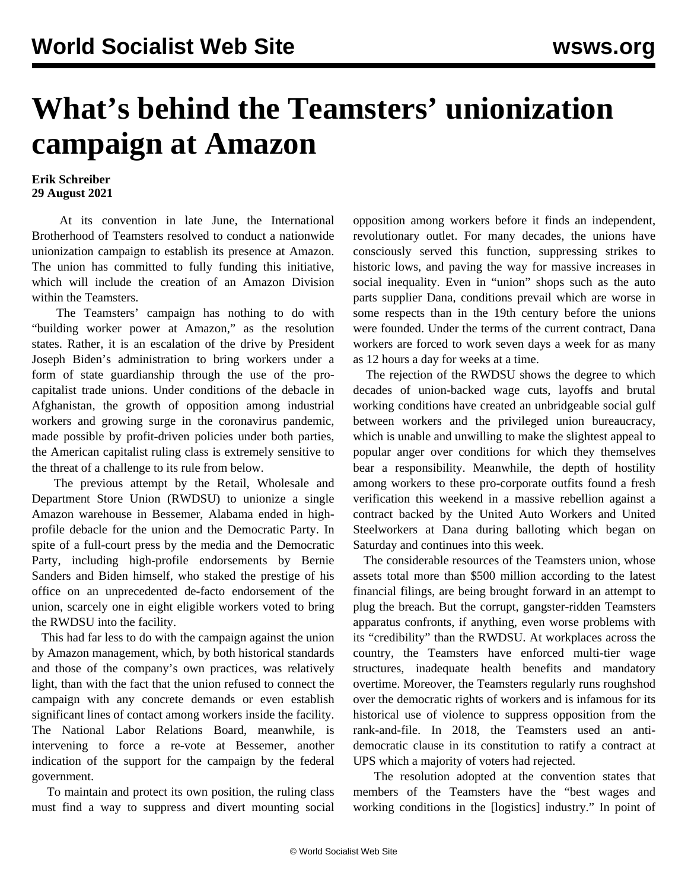# What's behind the Teamsters' unionization campaign at Amazon

**Erik Schreiber**
**29 August 2021**

At its convention in late June, the International Brotherhood of Teamsters resolved to conduct a nationwide unionization campaign to establish its presence at Amazon. The union has committed to fully funding this initiative, which will include the creation of an Amazon Division within the Teamsters.

The Teamsters' campaign has nothing to do with "building worker power at Amazon," as the resolution states. Rather, it is an escalation of the drive by President Joseph Biden's administration to bring workers under a form of state guardianship through the use of the pro-capitalist trade unions. Under conditions of the debacle in Afghanistan, the growth of opposition among industrial workers and growing surge in the coronavirus pandemic, made possible by profit-driven policies under both parties, the American capitalist ruling class is extremely sensitive to the threat of a challenge to its rule from below.

The previous attempt by the Retail, Wholesale and Department Store Union (RWDSU) to unionize a single Amazon warehouse in Bessemer, Alabama ended in high-profile debacle for the union and the Democratic Party. In spite of a full-court press by the media and the Democratic Party, including high-profile endorsements by Bernie Sanders and Biden himself, who staked the prestige of his office on an unprecedented de-facto endorsement of the union, scarcely one in eight eligible workers voted to bring the RWDSU into the facility.

This had far less to do with the campaign against the union by Amazon management, which, by both historical standards and those of the company's own practices, was relatively light, than with the fact that the union refused to connect the campaign with any concrete demands or even establish significant lines of contact among workers inside the facility. The National Labor Relations Board, meanwhile, is intervening to force a re-vote at Bessemer, another indication of the support for the campaign by the federal government.

To maintain and protect its own position, the ruling class must find a way to suppress and divert mounting social opposition among workers before it finds an independent, revolutionary outlet. For many decades, the unions have consciously served this function, suppressing strikes to historic lows, and paving the way for massive increases in social inequality. Even in "union" shops such as the auto parts supplier Dana, conditions prevail which are worse in some respects than in the 19th century before the unions were founded. Under the terms of the current contract, Dana workers are forced to work seven days a week for as many as 12 hours a day for weeks at a time.

The rejection of the RWDSU shows the degree to which decades of union-backed wage cuts, layoffs and brutal working conditions have created an unbridgeable social gulf between workers and the privileged union bureaucracy, which is unable and unwilling to make the slightest appeal to popular anger over conditions for which they themselves bear a responsibility. Meanwhile, the depth of hostility among workers to these pro-corporate outfits found a fresh verification this weekend in a massive rebellion against a contract backed by the United Auto Workers and United Steelworkers at Dana during balloting which began on Saturday and continues into this week.

The considerable resources of the Teamsters union, whose assets total more than $500 million according to the latest financial filings, are being brought forward in an attempt to plug the breach. But the corrupt, gangster-ridden Teamsters apparatus confronts, if anything, even worse problems with its "credibility" than the RWDSU. At workplaces across the country, the Teamsters have enforced multi-tier wage structures, inadequate health benefits and mandatory overtime. Moreover, the Teamsters regularly runs roughshod over the democratic rights of workers and is infamous for its historical use of violence to suppress opposition from the rank-and-file. In 2018, the Teamsters used an anti-democratic clause in its constitution to ratify a contract at UPS which a majority of voters had rejected.

The resolution adopted at the convention states that members of the Teamsters have the "best wages and working conditions in the [logistics] industry." In point of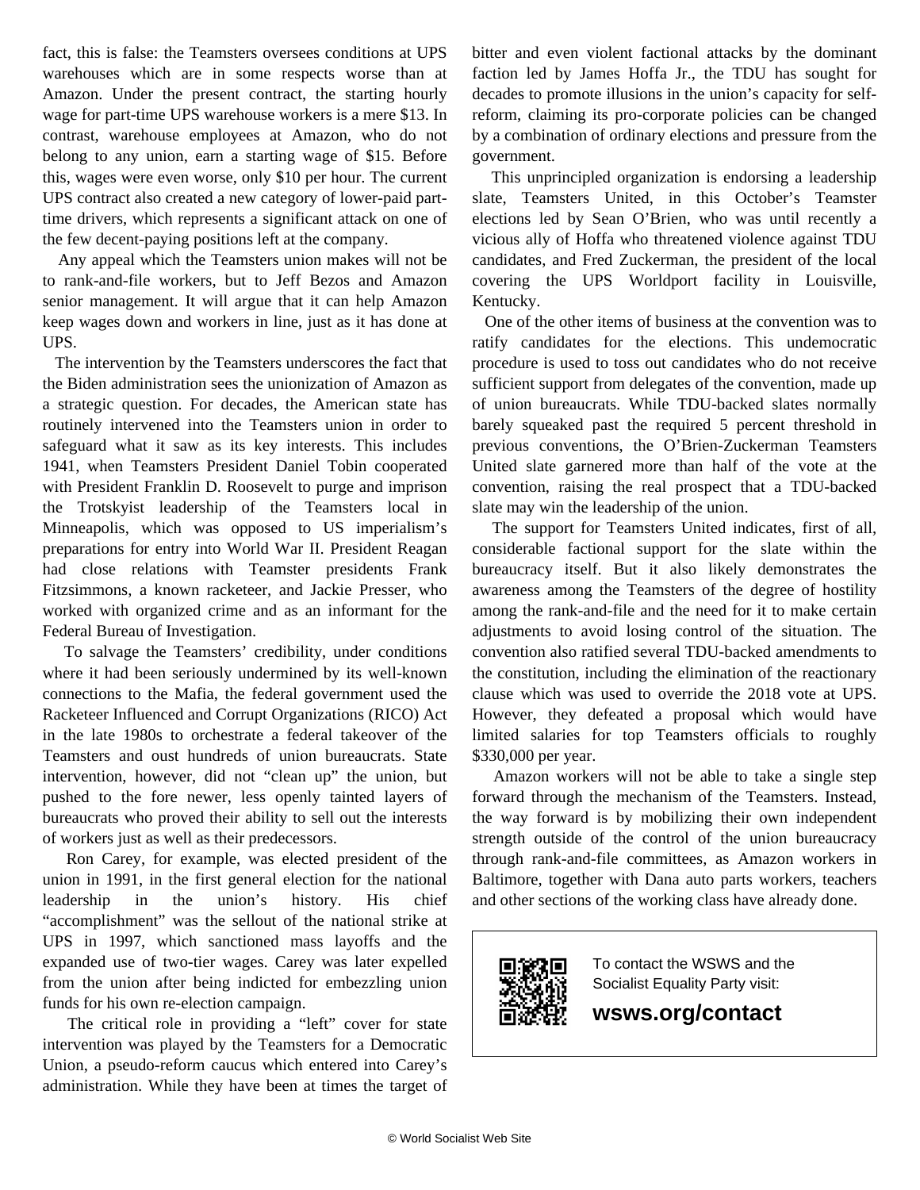fact, this is false: the Teamsters oversees conditions at UPS warehouses which are in some respects worse than at Amazon. Under the present contract, the starting hourly wage for part-time UPS warehouse workers is a mere $13. In contrast, warehouse employees at Amazon, who do not belong to any union, earn a starting wage of $15. Before this, wages were even worse, only $10 per hour. The current UPS contract also created a new category of lower-paid part-time drivers, which represents a significant attack on one of the few decent-paying positions left at the company.

Any appeal which the Teamsters union makes will not be to rank-and-file workers, but to Jeff Bezos and Amazon senior management. It will argue that it can help Amazon keep wages down and workers in line, just as it has done at UPS.

The intervention by the Teamsters underscores the fact that the Biden administration sees the unionization of Amazon as a strategic question. For decades, the American state has routinely intervened into the Teamsters union in order to safeguard what it saw as its key interests. This includes 1941, when Teamsters President Daniel Tobin cooperated with President Franklin D. Roosevelt to purge and imprison the Trotskyist leadership of the Teamsters local in Minneapolis, which was opposed to US imperialism's preparations for entry into World War II. President Reagan had close relations with Teamster presidents Frank Fitzsimmons, a known racketeer, and Jackie Presser, who worked with organized crime and as an informant for the Federal Bureau of Investigation.

To salvage the Teamsters' credibility, under conditions where it had been seriously undermined by its well-known connections to the Mafia, the federal government used the Racketeer Influenced and Corrupt Organizations (RICO) Act in the late 1980s to orchestrate a federal takeover of the Teamsters and oust hundreds of union bureaucrats. State intervention, however, did not "clean up" the union, but pushed to the fore newer, less openly tainted layers of bureaucrats who proved their ability to sell out the interests of workers just as well as their predecessors.

Ron Carey, for example, was elected president of the union in 1991, in the first general election for the national leadership in the union's history. His chief "accomplishment" was the sellout of the national strike at UPS in 1997, which sanctioned mass layoffs and the expanded use of two-tier wages. Carey was later expelled from the union after being indicted for embezzling union funds for his own re-election campaign.

The critical role in providing a "left" cover for state intervention was played by the Teamsters for a Democratic Union, a pseudo-reform caucus which entered into Carey's administration. While they have been at times the target of bitter and even violent factional attacks by the dominant faction led by James Hoffa Jr., the TDU has sought for decades to promote illusions in the union's capacity for self-reform, claiming its pro-corporate policies can be changed by a combination of ordinary elections and pressure from the government.

This unprincipled organization is endorsing a leadership slate, Teamsters United, in this October's Teamster elections led by Sean O'Brien, who was until recently a vicious ally of Hoffa who threatened violence against TDU candidates, and Fred Zuckerman, the president of the local covering the UPS Worldport facility in Louisville, Kentucky.

One of the other items of business at the convention was to ratify candidates for the elections. This undemocratic procedure is used to toss out candidates who do not receive sufficient support from delegates of the convention, made up of union bureaucrats. While TDU-backed slates normally barely squeaked past the required 5 percent threshold in previous conventions, the O'Brien-Zuckerman Teamsters United slate garnered more than half of the vote at the convention, raising the real prospect that a TDU-backed slate may win the leadership of the union.

The support for Teamsters United indicates, first of all, considerable factional support for the slate within the bureaucracy itself. But it also likely demonstrates the awareness among the Teamsters of the degree of hostility among the rank-and-file and the need for it to make certain adjustments to avoid losing control of the situation. The convention also ratified several TDU-backed amendments to the constitution, including the elimination of the reactionary clause which was used to override the 2018 vote at UPS. However, they defeated a proposal which would have limited salaries for top Teamsters officials to roughly $330,000 per year.

Amazon workers will not be able to take a single step forward through the mechanism of the Teamsters. Instead, the way forward is by mobilizing their own independent strength outside of the control of the union bureaucracy through rank-and-file committees, as Amazon workers in Baltimore, together with Dana auto parts workers, teachers and other sections of the working class have already done.

To contact the WSWS and the Socialist Equality Party visit:

**wsws.org/contact**